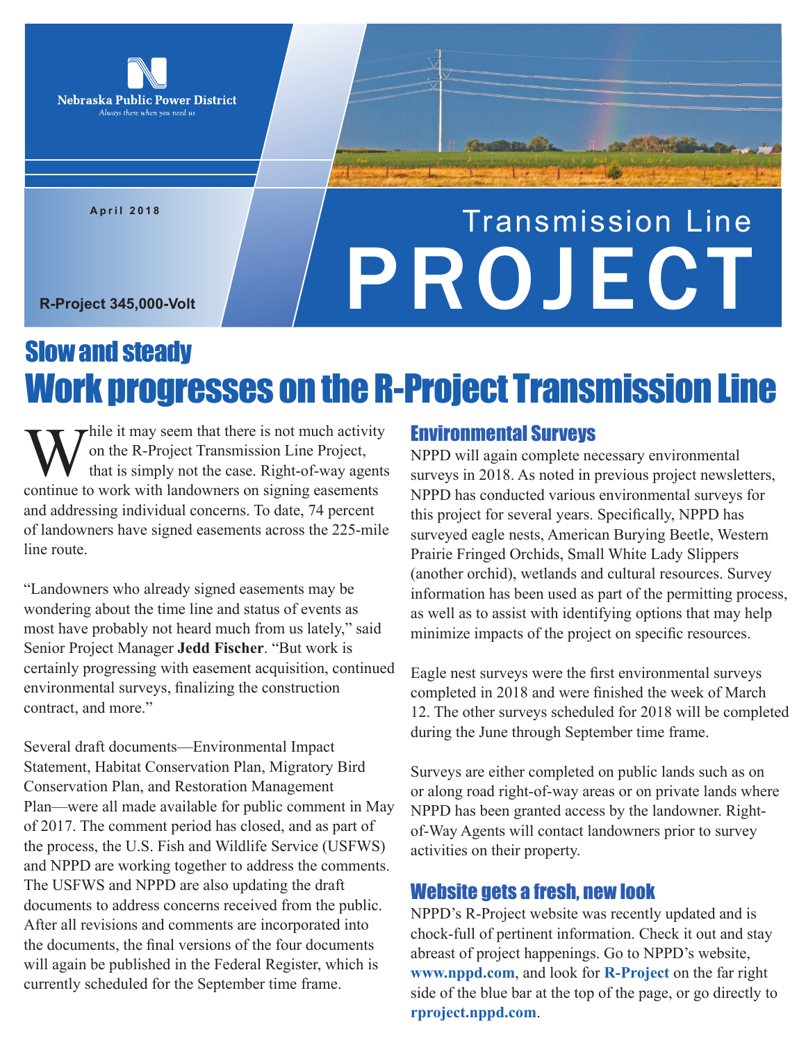Nebraska Public Power District
*Always there when you need us*

April 2018

R-Project 345,000-Volt

# Transmission Line PROJECT

## Slow and steady
# Work progresses on the R-Project Transmission Line

While it may seem that there is not much activity on the R-Project Transmission Line Project, that is simply not the case. Right-of-way agents continue to work with landowners on signing easements and addressing individual concerns. To date, 74 percent of landowners have signed easements across the 225-mile line route.

"Landowners who already signed easements may be wondering about the time line and status of events as most have probably not heard much from us lately," said Senior Project Manager **Jedd Fischer**. "But work is certainly progressing with easement acquisition, continued environmental surveys, finalizing the construction contract, and more."

Several draft documents—Environmental Impact Statement, Habitat Conservation Plan, Migratory Bird Conservation Plan, and Restoration Management Plan—were all made available for public comment in May of 2017. The comment period has closed, and as part of the process, the U.S. Fish and Wildlife Service (USFWS) and NPPD are working together to address the comments. The USFWS and NPPD are also updating the draft documents to address concerns received from the public. After all revisions and comments are incorporated into the documents, the final versions of the four documents will again be published in the Federal Register, which is currently scheduled for the September time frame.

## Environmental Surveys

NPPD will again complete necessary environmental surveys in 2018. As noted in previous project newsletters, NPPD has conducted various environmental surveys for this project for several years. Specifically, NPPD has surveyed eagle nests, American Burying Beetle, Western Prairie Fringed Orchids, Small White Lady Slippers (another orchid), wetlands and cultural resources. Survey information has been used as part of the permitting process, as well as to assist with identifying options that may help minimize impacts of the project on specific resources.

Eagle nest surveys were the first environmental surveys completed in 2018 and were finished the week of March 12. The other surveys scheduled for 2018 will be completed during the June through September time frame.

Surveys are either completed on public lands such as on or along road right-of-way areas or on private lands where NPPD has been granted access by the landowner. Right-of-Way Agents will contact landowners prior to survey activities on their property.

## Website gets a fresh, new look

NPPD's R-Project website was recently updated and is chock-full of pertinent information. Check it out and stay abreast of project happenings. Go to NPPD's website, **www.nppd.com**, and look for **R-Project** on the far right side of the blue bar at the top of the page, or go directly to **rproject.nppd.com**.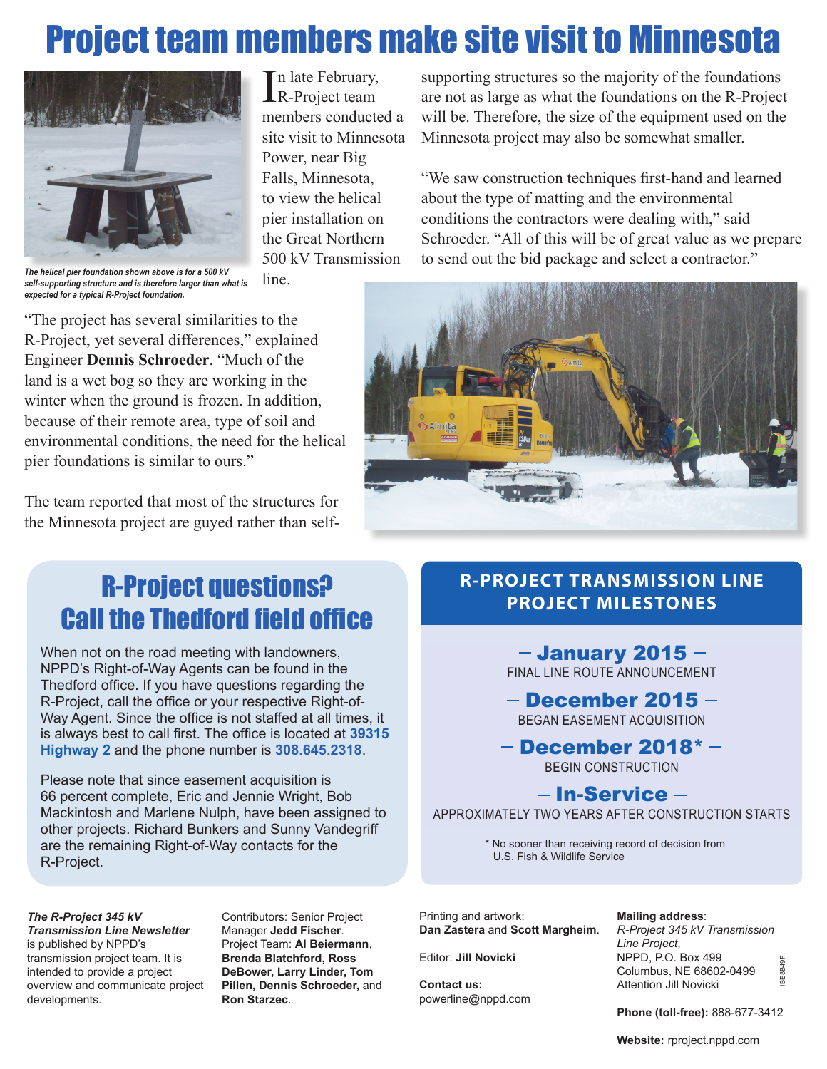# Project team members make site visit to Minnesota

*The helical pier foundation shown above is for a 500 kV self-supporting structure and is therefore larger than what is expected for a typical R-Project foundation.*

In late February, R-Project team members conducted a site visit to Minnesota Power, near Big Falls, Minnesota, to view the helical pier installation on the Great Northern 500 kV Transmission line.

"The project has several similarities to the R-Project, yet several differences," explained Engineer **Dennis Schroeder**. "Much of the land is a wet bog so they are working in the winter when the ground is frozen. In addition, because of their remote area, type of soil and environmental conditions, the need for the helical pier foundations is similar to ours."

The team reported that most of the structures for the Minnesota project are guyed rather than self-supporting structures so the majority of the foundations are not as large as what the foundations on the R-Project will be. Therefore, the size of the equipment used on the Minnesota project may also be somewhat smaller.

"We saw construction techniques first-hand and learned about the type of matting and the environmental conditions the contractors were dealing with," said Schroeder. "All of this will be of great value as we prepare to send out the bid package and select a contractor."

## R-Project questions? Call the Thedford field office

When not on the road meeting with landowners, NPPD's Right-of-Way Agents can be found in the Thedford office. If you have questions regarding the R-Project, call the office or your respective Right-of-Way Agent. Since the office is not staffed at all times, it is always best to call first. The office is located at **39315 Highway 2** and the phone number is **308.645.2318**.

Please note that since easement acquisition is 66 percent complete, Eric and Jennie Wright, Bob Mackintosh and Marlene Nulph, have been assigned to other projects. Richard Bunkers and Sunny Vandegriff are the remaining Right-of-Way contacts for the R-Project.

## R-PROJECT TRANSMISSION LINE PROJECT MILESTONES

**– January 2015 –**
FINAL LINE ROUTE ANNOUNCEMENT

**– December 2015 –**
BEGAN EASEMENT ACQUISITION

**– December 2018* –**
BEGIN CONSTRUCTION

**– In-Service –**
APPROXIMATELY TWO YEARS AFTER CONSTRUCTION STARTS

\* No sooner than receiving record of decision from U.S. Fish & Wildlife Service

***The R-Project 345 kV Transmission Line Newsletter*** is published by NPPD's transmission project team. It is intended to provide a project overview and communicate project developments.

Contributors: Senior Project Manager **Jedd Fischer**. Project Team: **Al Beiermann**, **Brenda Blatchford, Ross DeBower, Larry Linder, Tom Pillen, Dennis Schroeder,** and **Ron Starzec**.

Printing and artwork: **Dan Zastera** and **Scott Margheim**.

Editor: **Jill Novicki**

**Contact us:**
powerline@nppd.com

**Mailing address**:
*R-Project 345 kV Transmission Line Project*,
NPPD, P.O. Box 499
Columbus, NE 68602-0499
Attention Jill Novicki

**Phone (toll-free):** 888-677-3412

**Website:** rproject.nppd.com

1BE8B49F